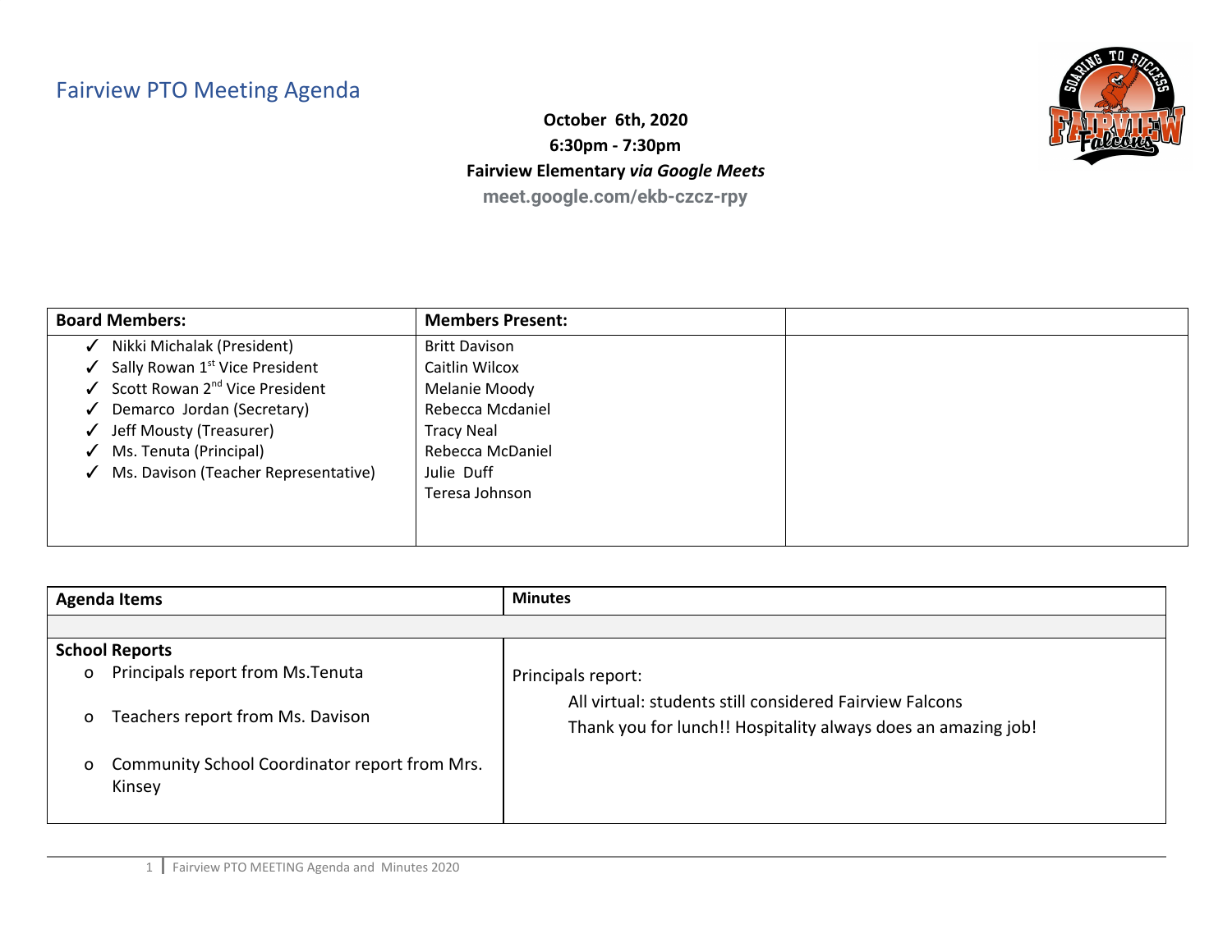# Fairview PTO Meeting Agenda

**October 6th, 2020**
**6:30pm - 7:30pm**
**Fairview Elementary *via Google Meets***
**meet.google.com/ekb-czcz-rpy**

| Board Members: | Members Present: | |
|---|---|---|
| ✓ Nikki Michalak (President)<br>✓ Sally Rowan 1st Vice President<br>✓ Scott Rowan 2nd Vice President<br>✓ Demarco Jordan (Secretary)<br>✓ Jeff Mousty (Treasurer)<br>✓ Ms. Tenuta (Principal)<br>✓ Ms. Davison (Teacher Representative) | Britt Davison<br>Caitlin Wilcox<br>Melanie Moody<br>Rebecca Mcdaniel<br>Tracy Neal<br>Rebecca McDaniel<br>Julie Duff<br>Teresa Johnson | |

| Agenda Items | Minutes |
|---|---|
| | |
| **School Reports**<br>o Principals report from Ms.Tenuta<br>o Teachers report from Ms. Davison<br>o Community School Coordinator report from Mrs. Kinsey | Principals report:<br>All virtual: students still considered Fairview Falcons<br>Thank you for lunch!! Hospitality always does an amazing job! |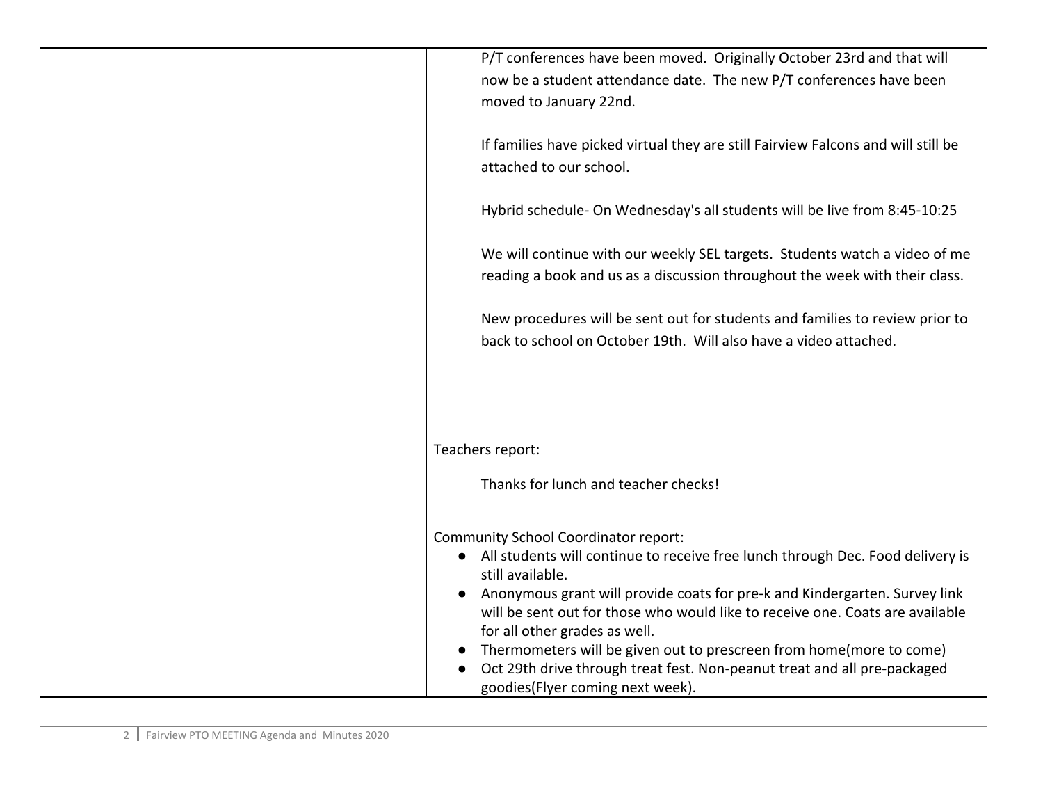| | |
|---|---|
| | P/T conferences have been moved. Originally October 23rd and that will now be a student attendance date. The new P/T conferences have been moved to January 22nd.<br><br>If families have picked virtual they are still Fairview Falcons and will still be attached to our school.<br><br>Hybrid schedule- On Wednesday's all students will be live from 8:45-10:25<br><br>We will continue with our weekly SEL targets. Students watch a video of me reading a book and us as a discussion throughout the week with their class.<br><br>New procedures will be sent out for students and families to review prior to back to school on October 19th. Will also have a video attached.<br><br>Teachers report:<br><br>Thanks for lunch and teacher checks!<br><br>Community School Coordinator report:<br>● All students will continue to receive free lunch through Dec. Food delivery is still available.<br>● Anonymous grant will provide coats for pre-k and Kindergarten. Survey link will be sent out for those who would like to receive one. Coats are available for all other grades as well.<br>● Thermometers will be given out to prescreen from home(more to come)<br>● Oct 29th drive through treat fest. Non-peanut treat and all pre-packaged goodies(Flyer coming next week). |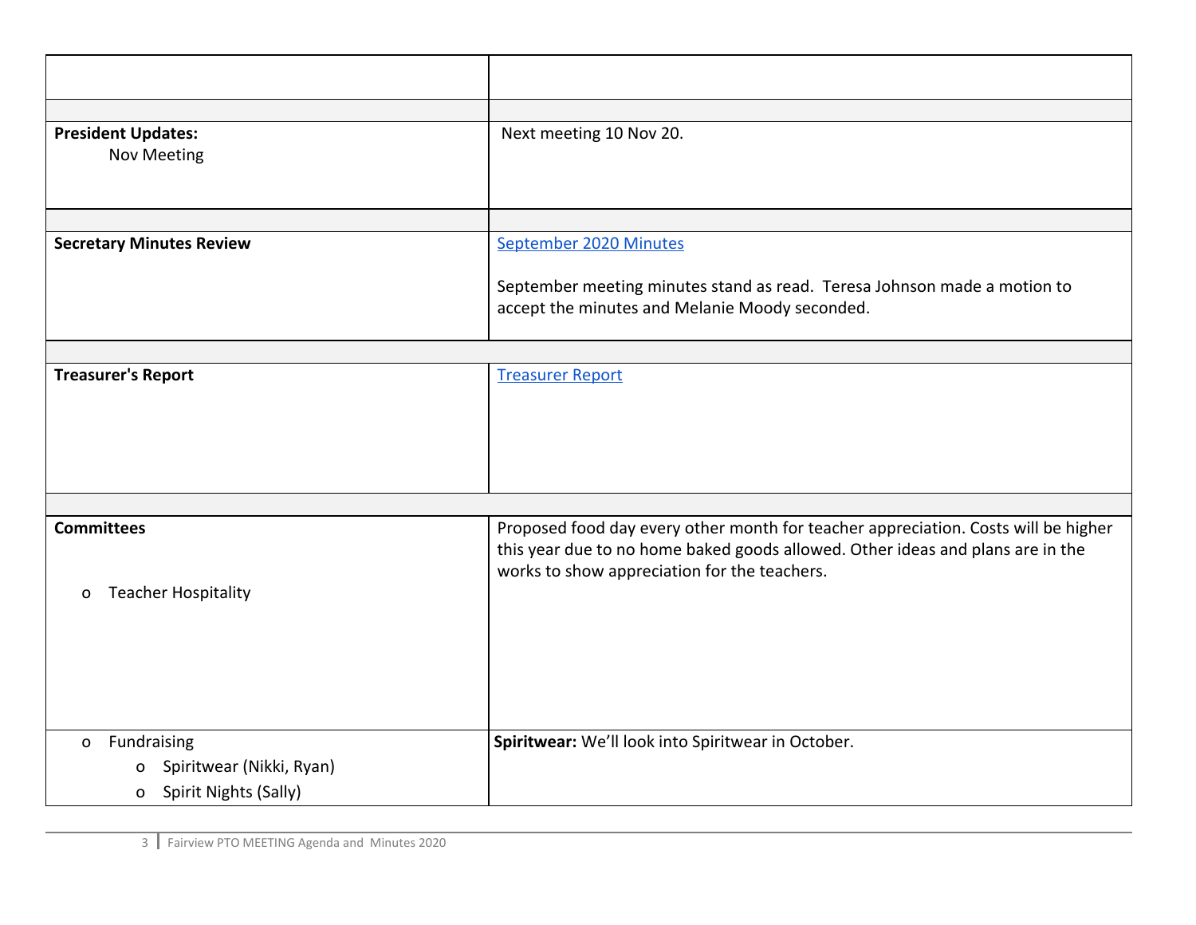| | |
|---|---|
| | |
| | |
| **President Updates:**<br>Nov Meeting | Next meeting 10 Nov 20. |
| | |
| **Secretary Minutes Review** | September 2020 Minutes<br><br>September meeting minutes stand as read. Teresa Johnson made a motion to accept the minutes and Melanie Moody seconded. |
| | |
| **Treasurer's Report** | Treasurer Report |
| | |
| **Committees**<br><br>o Teacher Hospitality | Proposed food day every other month for teacher appreciation. Costs will be higher this year due to no home baked goods allowed. Other ideas and plans are in the works to show appreciation for the teachers. |
| o Fundraising<br>o Spiritwear (Nikki, Ryan)<br>o Spirit Nights (Sally) | **Spiritwear:** We'll look into Spiritwear in October. |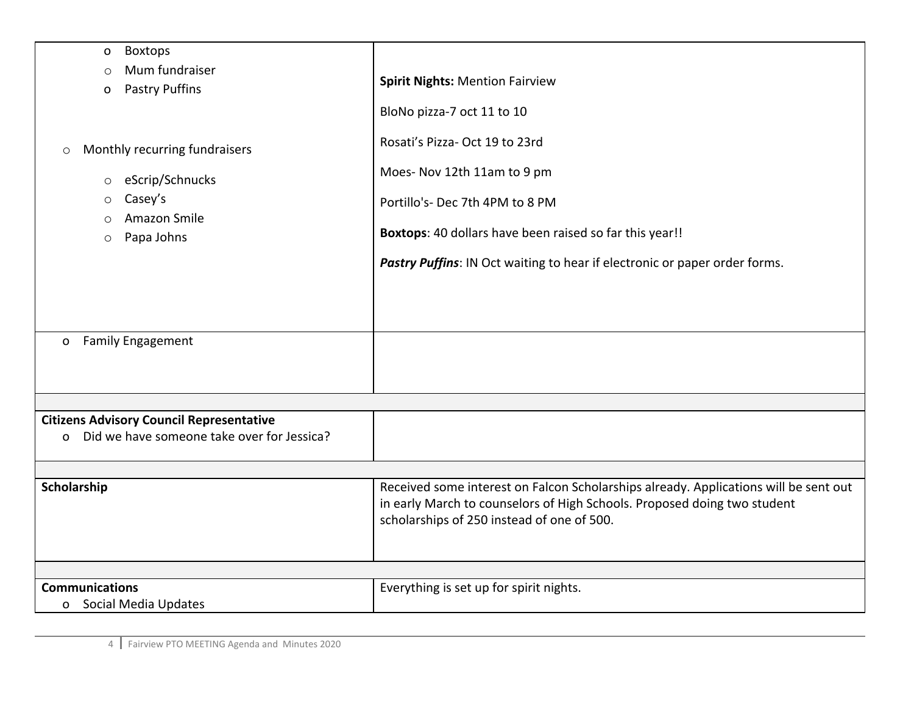| | |
|---|---|
| o Boxtops<br>o Mum fundraiser<br>o Pastry Puffins<br><br>o Monthly recurring fundraisers<br>o eScrip/Schnucks<br>o Casey's<br>o Amazon Smile<br>o Papa Johns | **Spirit Nights:** Mention Fairview<br><br>BloNo pizza-7 oct 11 to 10<br><br>Rosati's Pizza- Oct 19 to 23rd<br><br>Moes- Nov 12th 11am to 9 pm<br><br>Portillo's- Dec 7th 4PM to 8 PM<br><br>**Boxtops**: 40 dollars have been raised so far this year!!<br><br>***Pastry Puffins***: IN Oct waiting to hear if electronic or paper order forms. |
| o Family Engagement | |
| | |
| **Citizens Advisory Council Representative**<br>o Did we have someone take over for Jessica? | |
| | |
| **Scholarship** | Received some interest on Falcon Scholarships already. Applications will be sent out in early March to counselors of High Schools. Proposed doing two student scholarships of 250 instead of one of 500. |
| | |
| **Communications**<br>o Social Media Updates | Everything is set up for spirit nights. |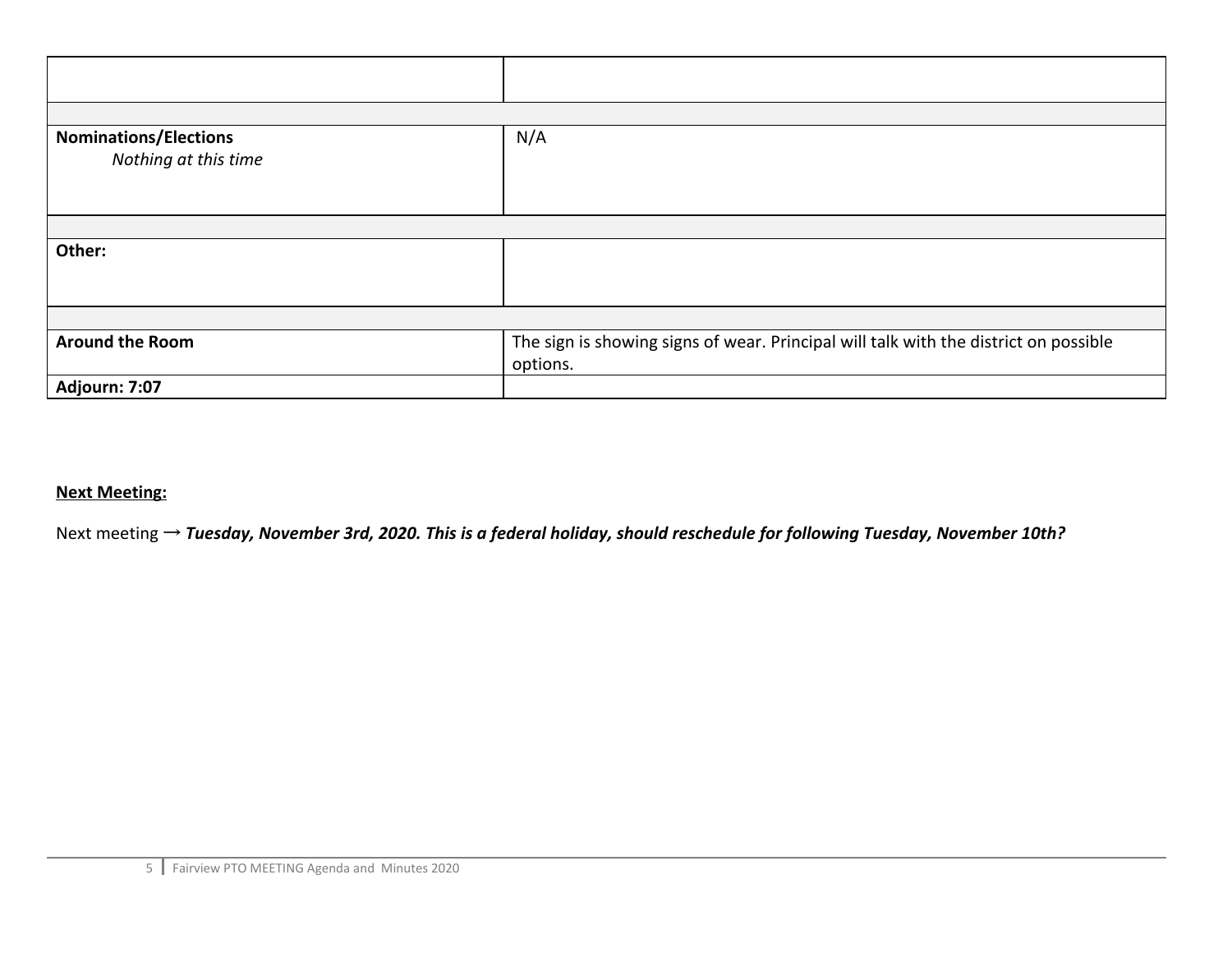| | |
|---|---|
| | |
| | |
| **Nominations/Elections**<br>*Nothing at this time* | N/A |
| | |
| **Other:** | |
| | |
| **Around the Room** | The sign is showing signs of wear. Principal will talk with the district on possible options. |
| **Adjourn: 7:07** | |

**<u>Next Meeting:</u>**

Next meeting → ***Tuesday, November 3rd, 2020. This is a federal holiday, should reschedule for following Tuesday, November 10th?***